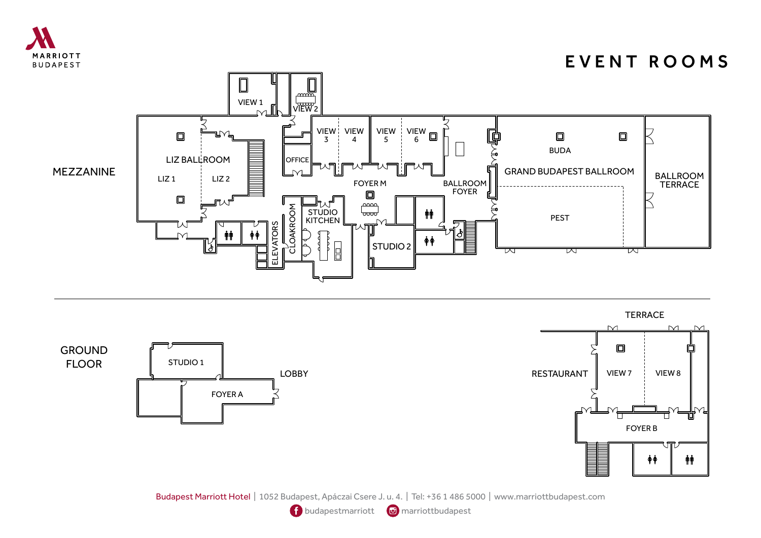MARRIOTT
BUDAPEST

# EVENT ROOMS

## MEZZANINE

VIEW 1
VIEW 2
VIEW 3
VIEW 4
VIEW 5
VIEW 6
LIZ BALLROOM
LIZ 1
LIZ 2
OFFICE
FOYER M
BALLROOM FOYER
BUDA
GRAND BUDAPEST BALLROOM
PEST
BALLROOM TERRACE
ELEVATORS
CLOAKROOM
STUDIO KITCHEN
STUDIO 2

## GROUND FLOOR

STUDIO 1
FOYER A
LOBBY
TERRACE
RESTAURANT
VIEW 7
VIEW 8
FOYER B

Budapest Marriott Hotel | 1052 Budapest, Apáczai Csere J. u. 4. | Tel: +36 1 486 5000 | www.marriottbudapest.com

budapestmarriott marriottbudapest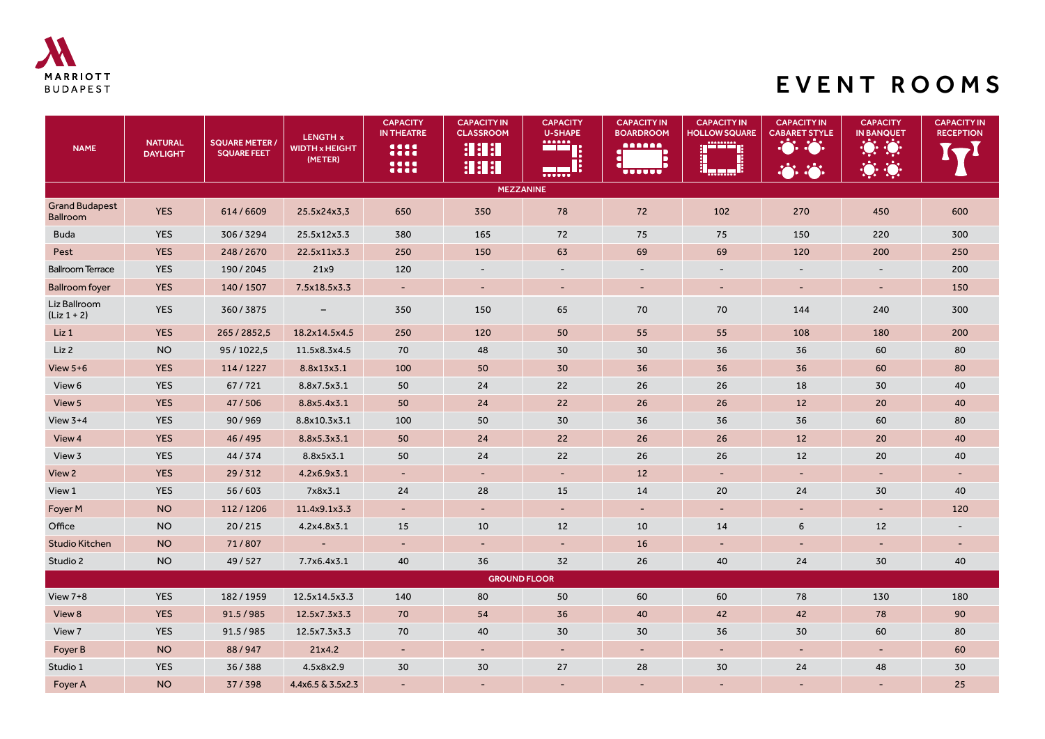MARRIOTT BUDAPEST

# EVENT ROOMS

| NAME | NATURAL DAYLIGHT | SQUARE METER / SQUARE FEET | LENGTH x WIDTH x HEIGHT (METER) | CAPACITY IN THEATRE | CAPACITY IN CLASSROOM | CAPACITY U-SHAPE | CAPACITY IN BOARDROOM | CAPACITY IN HOLLOW SQUARE | CAPACITY IN CABARET STYLE | CAPACITY IN BANQUET | CAPACITY IN RECEPTION |
|---|---|---|---|---|---|---|---|---|---|---|---|
| **MEZZANINE** | | | | | | | | | | | |
| Grand Budapest Ballroom | YES | 614 / 6609 | 25.5x24x3,3 | 650 | 350 | 78 | 72 | 102 | 270 | 450 | 600 |
| Buda | YES | 306 / 3294 | 25.5x12x3.3 | 380 | 165 | 72 | 75 | 75 | 150 | 220 | 300 |
| Pest | YES | 248 / 2670 | 22.5x11x3.3 | 250 | 150 | 63 | 69 | 69 | 120 | 200 | 250 |
| Ballroom Terrace | YES | 190 / 2045 | 21x9 | 120 | - | - | - | - | - | - | 200 |
| Ballroom foyer | YES | 140 / 1507 | 7.5x18.5x3.3 | - | - | - | - | - | - | - | 150 |
| Liz Ballroom (Liz 1 + 2) | YES | 360 / 3875 | – | 350 | 150 | 65 | 70 | 70 | 144 | 240 | 300 |
| Liz 1 | YES | 265 / 2852,5 | 18.2x14.5x4.5 | 250 | 120 | 50 | 55 | 55 | 108 | 180 | 200 |
| Liz 2 | NO | 95 / 1022,5 | 11.5x8.3x4.5 | 70 | 48 | 30 | 30 | 36 | 36 | 60 | 80 |
| View 5+6 | YES | 114 / 1227 | 8.8x13x3.1 | 100 | 50 | 30 | 36 | 36 | 36 | 60 | 80 |
| View 6 | YES | 67 / 721 | 8.8x7.5x3.1 | 50 | 24 | 22 | 26 | 26 | 18 | 30 | 40 |
| View 5 | YES | 47 / 506 | 8.8x5.4x3.1 | 50 | 24 | 22 | 26 | 26 | 12 | 20 | 40 |
| View 3+4 | YES | 90 / 969 | 8.8x10.3x3.1 | 100 | 50 | 30 | 36 | 36 | 36 | 60 | 80 |
| View 4 | YES | 46 / 495 | 8.8x5.3x3.1 | 50 | 24 | 22 | 26 | 26 | 12 | 20 | 40 |
| View 3 | YES | 44 / 374 | 8.8x5x3.1 | 50 | 24 | 22 | 26 | 26 | 12 | 20 | 40 |
| View 2 | YES | 29 / 312 | 4.2x6.9x3.1 | - | - | - | 12 | - | - | - | - |
| View 1 | YES | 56 / 603 | 7x8x3.1 | 24 | 28 | 15 | 14 | 20 | 24 | 30 | 40 |
| Foyer M | NO | 112 / 1206 | 11.4x9.1x3.3 | - | - | - | - | - | - | - | 120 |
| Office | NO | 20 / 215 | 4.2x4.8x3.1 | 15 | 10 | 12 | 10 | 14 | 6 | 12 | - |
| Studio Kitchen | NO | 71 / 807 | - | - | - | - | 16 | - | - | - | - |
| Studio 2 | NO | 49 / 527 | 7.7x6.4x3.1 | 40 | 36 | 32 | 26 | 40 | 24 | 30 | 40 |
| **GROUND FLOOR** | | | | | | | | | | | |
| View 7+8 | YES | 182 / 1959 | 12.5x14.5x3.3 | 140 | 80 | 50 | 60 | 60 | 78 | 130 | 180 |
| View 8 | YES | 91.5 / 985 | 12.5x7.3x3.3 | 70 | 54 | 36 | 40 | 42 | 42 | 78 | 90 |
| View 7 | YES | 91.5 / 985 | 12.5x7.3x3.3 | 70 | 40 | 30 | 30 | 36 | 30 | 60 | 80 |
| Foyer B | NO | 88 / 947 | 21x4.2 | - | - | - | - | - | - | - | 60 |
| Studio 1 | YES | 36 / 388 | 4.5x8x2.9 | 30 | 30 | 27 | 28 | 30 | 24 | 48 | 30 |
| Foyer A | NO | 37 / 398 | 4.4x6.5 & 3.5x2.3 | - | - | - | - | - | - | - | 25 |